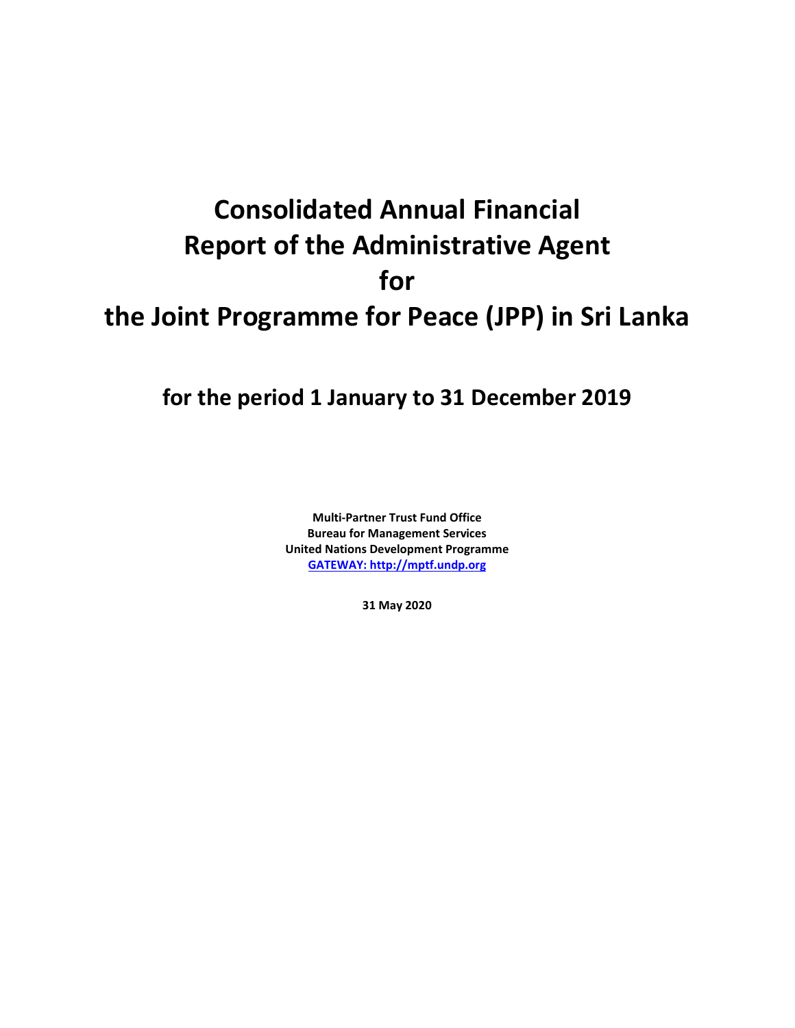# Consolidated Annual Financial Report of the Administrative Agent for the Joint Programme for Peace (JPP) in Sri Lanka

## for the period 1 January to 31 December 2019

**Multi-Partner Trust Fund Office**
**Bureau for Management Services**
**United Nations Development Programme**
**[GATEWAY: http://mptf.undp.org](http://mptf.undp.org)**

**31 May 2020**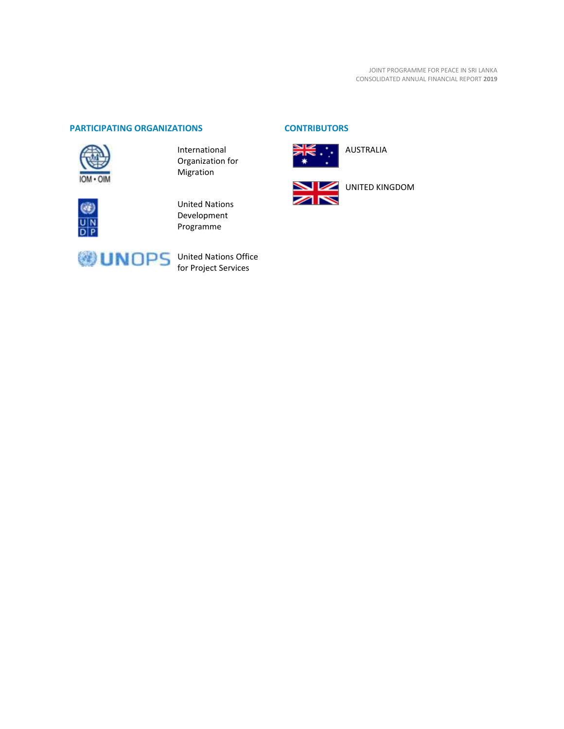## PARTICIPATING ORGANIZATIONS

International Organization for Migration

United Nations Development Programme

United Nations Office for Project Services

## CONTRIBUTORS

AUSTRALIA

UNITED KINGDOM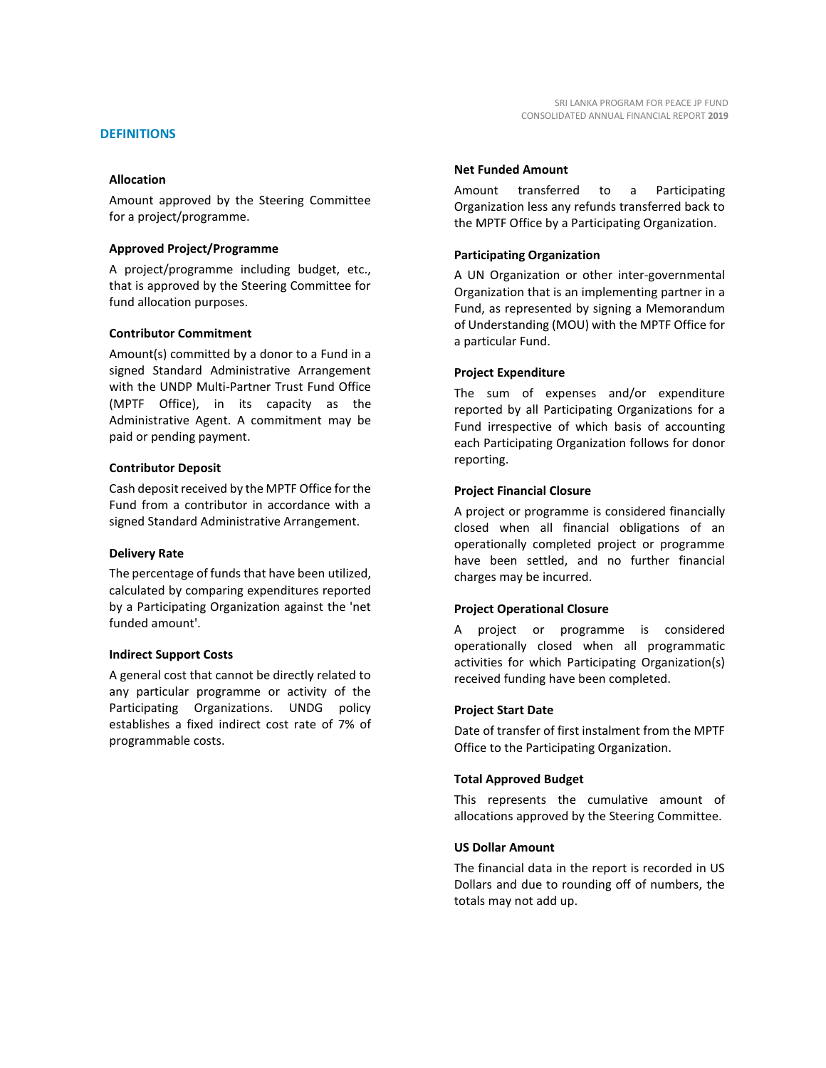## DEFINITIONS

### Allocation

Amount approved by the Steering Committee for a project/programme.

### Approved Project/Programme

A project/programme including budget, etc., that is approved by the Steering Committee for fund allocation purposes.

### Contributor Commitment

Amount(s) committed by a donor to a Fund in a signed Standard Administrative Arrangement with the UNDP Multi-Partner Trust Fund Office (MPTF Office), in its capacity as the Administrative Agent. A commitment may be paid or pending payment.

### Contributor Deposit

Cash deposit received by the MPTF Office for the Fund from a contributor in accordance with a signed Standard Administrative Arrangement.

### Delivery Rate

The percentage of funds that have been utilized, calculated by comparing expenditures reported by a Participating Organization against the 'net funded amount'.

### Indirect Support Costs

A general cost that cannot be directly related to any particular programme or activity of the Participating Organizations. UNDG policy establishes a fixed indirect cost rate of 7% of programmable costs.

### Net Funded Amount

Amount transferred to a Participating Organization less any refunds transferred back to the MPTF Office by a Participating Organization.

### Participating Organization

A UN Organization or other inter-governmental Organization that is an implementing partner in a Fund, as represented by signing a Memorandum of Understanding (MOU) with the MPTF Office for a particular Fund.

### Project Expenditure

The sum of expenses and/or expenditure reported by all Participating Organizations for a Fund irrespective of which basis of accounting each Participating Organization follows for donor reporting.

### Project Financial Closure

A project or programme is considered financially closed when all financial obligations of an operationally completed project or programme have been settled, and no further financial charges may be incurred.

### Project Operational Closure

A project or programme is considered operationally closed when all programmatic activities for which Participating Organization(s) received funding have been completed.

### Project Start Date

Date of transfer of first instalment from the MPTF Office to the Participating Organization.

### Total Approved Budget

This represents the cumulative amount of allocations approved by the Steering Committee.

### US Dollar Amount

The financial data in the report is recorded in US Dollars and due to rounding off of numbers, the totals may not add up.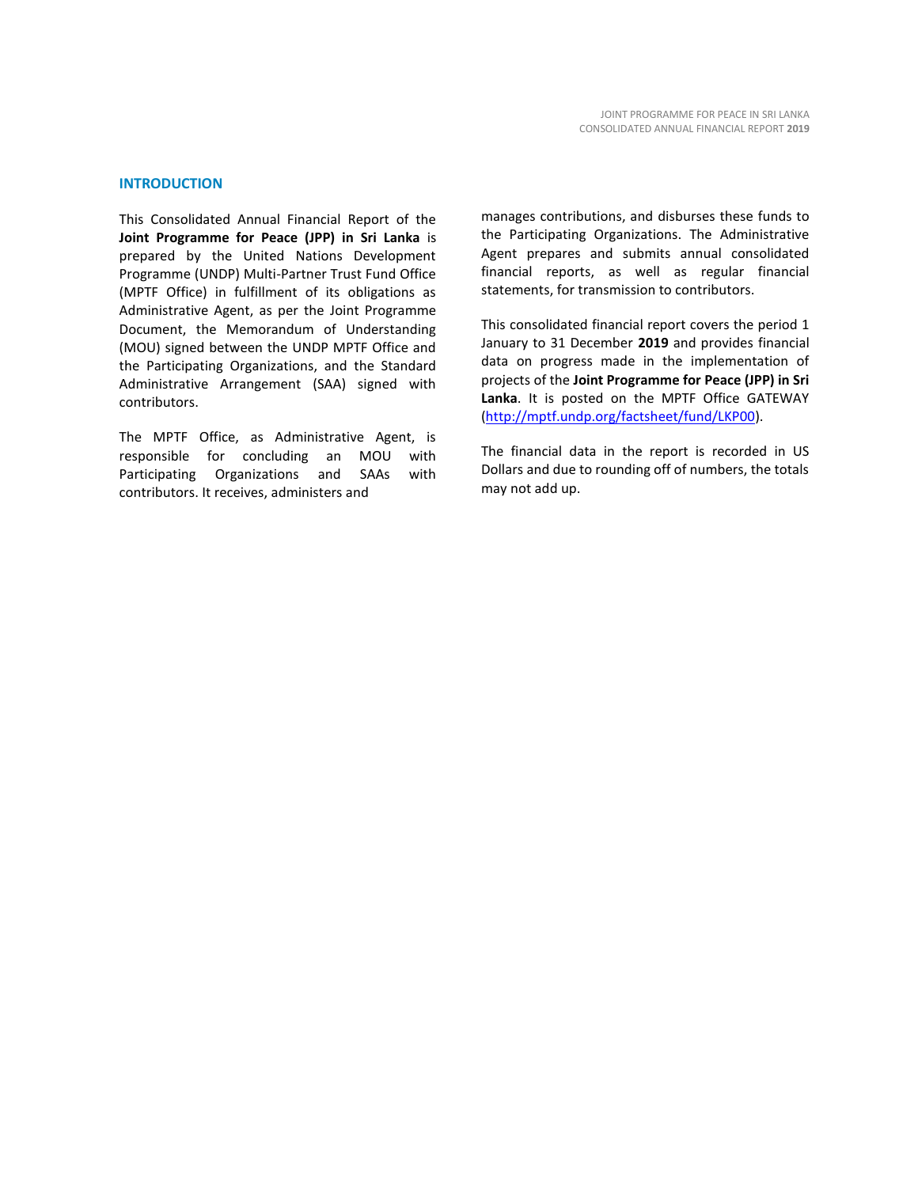## INTRODUCTION

This Consolidated Annual Financial Report of the **Joint Programme for Peace (JPP) in Sri Lanka** is prepared by the United Nations Development Programme (UNDP) Multi-Partner Trust Fund Office (MPTF Office) in fulfillment of its obligations as Administrative Agent, as per the Joint Programme Document, the Memorandum of Understanding (MOU) signed between the UNDP MPTF Office and the Participating Organizations, and the Standard Administrative Arrangement (SAA) signed with contributors.

The MPTF Office, as Administrative Agent, is responsible for concluding an MOU with Participating Organizations and SAAs with contributors. It receives, administers and manages contributions, and disburses these funds to the Participating Organizations. The Administrative Agent prepares and submits annual consolidated financial reports, as well as regular financial statements, for transmission to contributors.

This consolidated financial report covers the period 1 January to 31 December **2019** and provides financial data on progress made in the implementation of projects of the **Joint Programme for Peace (JPP) in Sri Lanka**. It is posted on the MPTF Office GATEWAY (http://mptf.undp.org/factsheet/fund/LKP00).

The financial data in the report is recorded in US Dollars and due to rounding off of numbers, the totals may not add up.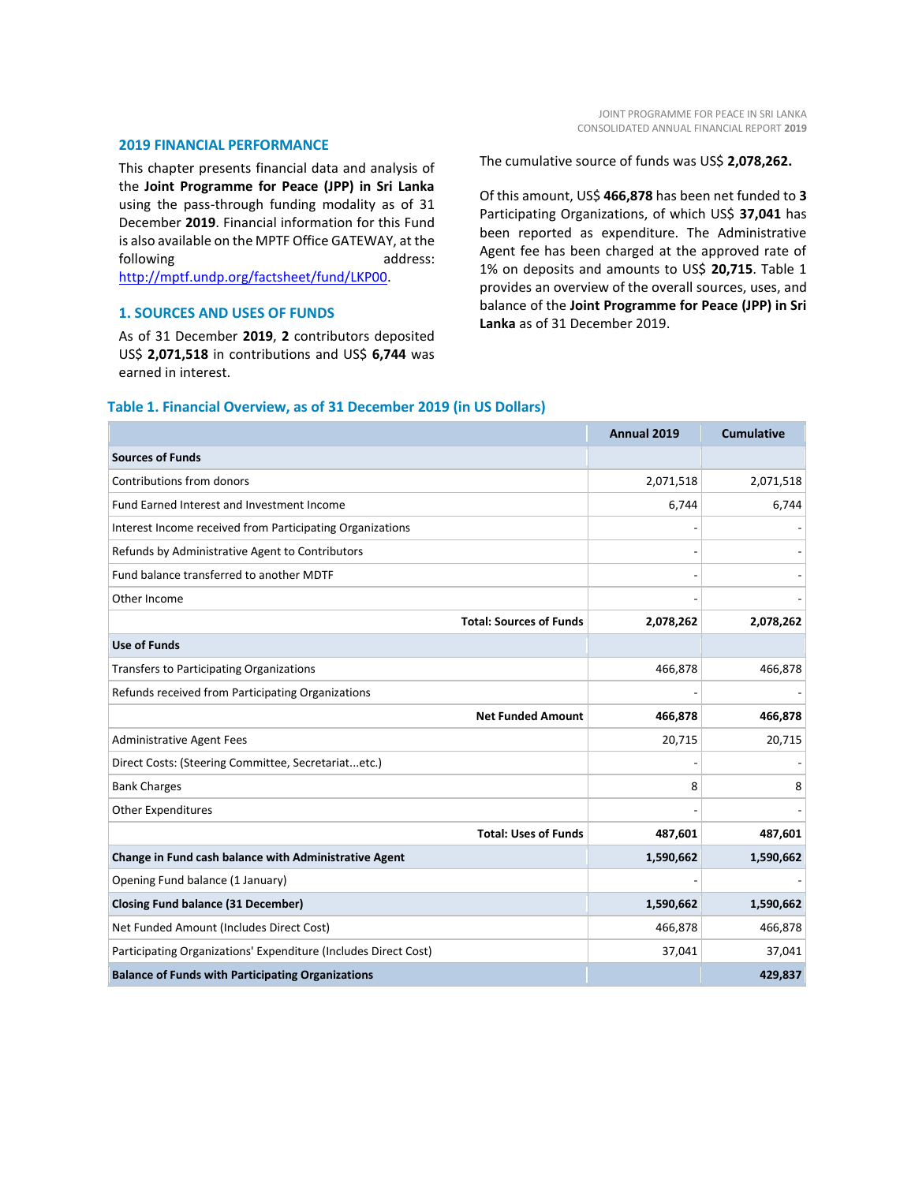## 2019 FINANCIAL PERFORMANCE

This chapter presents financial data and analysis of the **Joint Programme for Peace (JPP) in Sri Lanka** using the pass-through funding modality as of 31 December **2019**. Financial information for this Fund is also available on the MPTF Office GATEWAY, at the following address: http://mptf.undp.org/factsheet/fund/LKP00.

## 1. SOURCES AND USES OF FUNDS

As of 31 December **2019**, **2** contributors deposited US$ **2,071,518** in contributions and US$ **6,744** was earned in interest.

The cumulative source of funds was US$ **2,078,262.**

Of this amount, US$ **466,878** has been net funded to **3** Participating Organizations, of which US$ **37,041** has been reported as expenditure. The Administrative Agent fee has been charged at the approved rate of 1% on deposits and amounts to US$ **20,715**. Table 1 provides an overview of the overall sources, uses, and balance of the **Joint Programme for Peace (JPP) in Sri Lanka** as of 31 December 2019.

### Table 1. Financial Overview, as of 31 December 2019 (in US Dollars)

| | Annual 2019 | Cumulative |
|---|---|---|
| **Sources of Funds** | | |
| Contributions from donors | 2,071,518 | 2,071,518 |
| Fund Earned Interest and Investment Income | 6,744 | 6,744 |
| Interest Income received from Participating Organizations | - | - |
| Refunds by Administrative Agent to Contributors | - | - |
| Fund balance transferred to another MDTF | - | - |
| Other Income | - | - |
| **Total: Sources of Funds** | **2,078,262** | **2,078,262** |
| **Use of Funds** | | |
| Transfers to Participating Organizations | 466,878 | 466,878 |
| Refunds received from Participating Organizations | - | - |
| **Net Funded Amount** | **466,878** | **466,878** |
| Administrative Agent Fees | 20,715 | 20,715 |
| Direct Costs: (Steering Committee, Secretariat...etc.) | - | - |
| Bank Charges | 8 | 8 |
| Other Expenditures | - | - |
| **Total: Uses of Funds** | **487,601** | **487,601** |
| **Change in Fund cash balance with Administrative Agent** | **1,590,662** | **1,590,662** |
| Opening Fund balance (1 January) | - | - |
| **Closing Fund balance (31 December)** | **1,590,662** | **1,590,662** |
| Net Funded Amount (Includes Direct Cost) | 466,878 | 466,878 |
| Participating Organizations' Expenditure (Includes Direct Cost) | 37,041 | 37,041 |
| **Balance of Funds with Participating Organizations** | | **429,837** |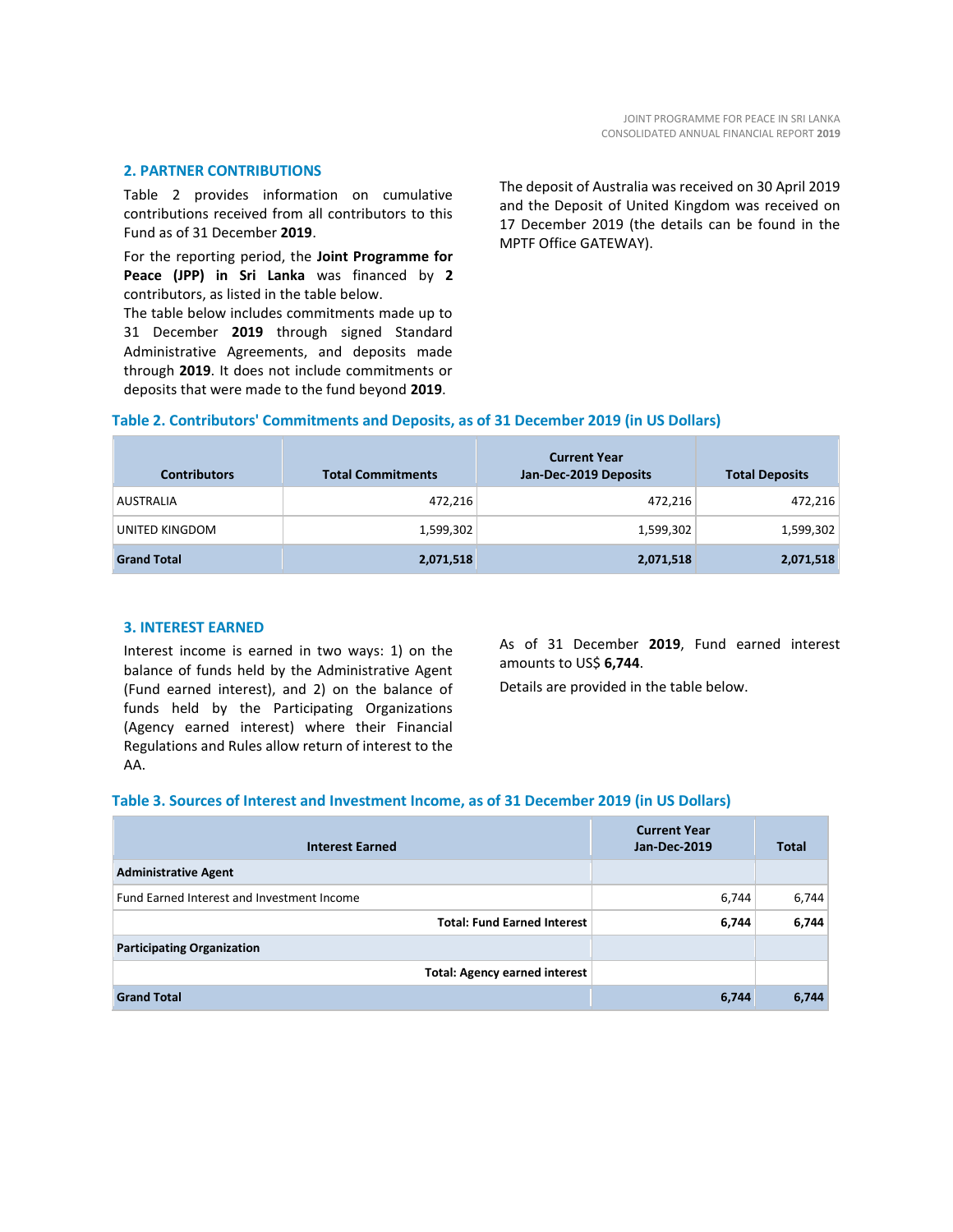## 2. PARTNER CONTRIBUTIONS

Table 2 provides information on cumulative contributions received from all contributors to this Fund as of 31 December **2019**.

For the reporting period, the **Joint Programme for Peace (JPP) in Sri Lanka** was financed by **2** contributors, as listed in the table below.

The table below includes commitments made up to 31 December **2019** through signed Standard Administrative Agreements, and deposits made through **2019**. It does not include commitments or deposits that were made to the fund beyond **2019**.

The deposit of Australia was received on 30 April 2019 and the Deposit of United Kingdom was received on 17 December 2019 (the details can be found in the MPTF Office GATEWAY).

### Table 2. Contributors' Commitments and Deposits, as of 31 December 2019 (in US Dollars)

| Contributors | Total Commitments | Current Year Jan-Dec-2019 Deposits | Total Deposits |
|---|---|---|---|
| AUSTRALIA | 472,216 | 472,216 | 472,216 |
| UNITED KINGDOM | 1,599,302 | 1,599,302 | 1,599,302 |
| **Grand Total** | **2,071,518** | **2,071,518** | **2,071,518** |

## 3. INTEREST EARNED

Interest income is earned in two ways: 1) on the balance of funds held by the Administrative Agent (Fund earned interest), and 2) on the balance of funds held by the Participating Organizations (Agency earned interest) where their Financial Regulations and Rules allow return of interest to the AA.

As of 31 December **2019**, Fund earned interest amounts to US$ **6,744**.

Details are provided in the table below.

### Table 3. Sources of Interest and Investment Income, as of 31 December 2019 (in US Dollars)

| Interest Earned | Current Year Jan-Dec-2019 | Total |
|---|---|---|
| **Administrative Agent** | | |
| Fund Earned Interest and Investment Income | 6,744 | 6,744 |
| **Total: Fund Earned Interest** | **6,744** | **6,744** |
| **Participating Organization** | | |
| **Total: Agency earned interest** | | |
| **Grand Total** | **6,744** | **6,744** |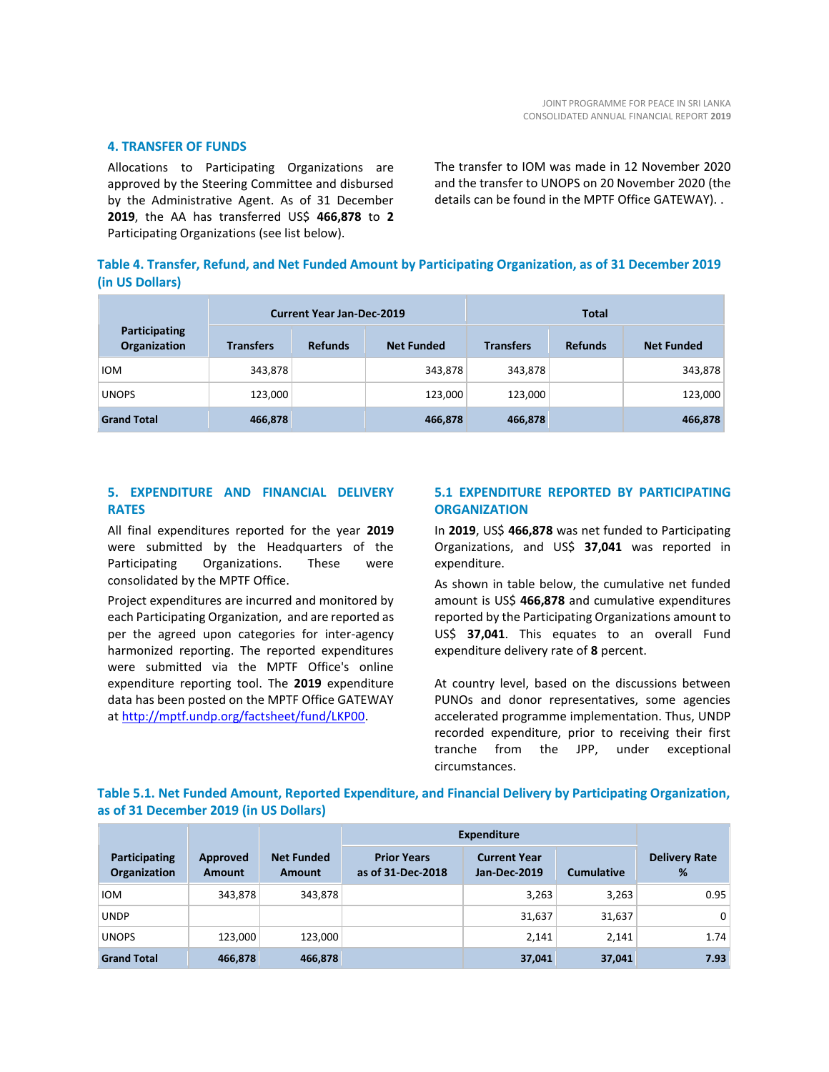## 4. TRANSFER OF FUNDS

Allocations to Participating Organizations are approved by the Steering Committee and disbursed by the Administrative Agent. As of 31 December **2019**, the AA has transferred US$ **466,878** to **2** Participating Organizations (see list below).

The transfer to IOM was made in 12 November 2020 and the transfer to UNOPS on 20 November 2020 (the details can be found in the MPTF Office GATEWAY). .

**Table 4. Transfer, Refund, and Net Funded Amount by Participating Organization, as of 31 December 2019 (in US Dollars)**

| Participating Organization | Current Year Jan-Dec-2019 | | | Total | | |
|---|---|---|---|---|---|---|
| | Transfers | Refunds | Net Funded | Transfers | Refunds | Net Funded |
| IOM | 343,878 | | 343,878 | 343,878 | | 343,878 |
| UNOPS | 123,000 | | 123,000 | 123,000 | | 123,000 |
| **Grand Total** | **466,878** | | **466,878** | **466,878** | | **466,878** |

## 5. EXPENDITURE AND FINANCIAL DELIVERY RATES

All final expenditures reported for the year **2019** were submitted by the Headquarters of the Participating Organizations. These were consolidated by the MPTF Office.

Project expenditures are incurred and monitored by each Participating Organization, and are reported as per the agreed upon categories for inter-agency harmonized reporting. The reported expenditures were submitted via the MPTF Office's online expenditure reporting tool. The **2019** expenditure data has been posted on the MPTF Office GATEWAY at http://mptf.undp.org/factsheet/fund/LKP00.

### 5.1 EXPENDITURE REPORTED BY PARTICIPATING ORGANIZATION

In **2019**, US$ **466,878** was net funded to Participating Organizations, and US$ **37,041** was reported in expenditure.

As shown in table below, the cumulative net funded amount is US$ **466,878** and cumulative expenditures reported by the Participating Organizations amount to US$ **37,041**. This equates to an overall Fund expenditure delivery rate of **8** percent.

At country level, based on the discussions between PUNOs and donor representatives, some agencies accelerated programme implementation. Thus, UNDP recorded expenditure, prior to receiving their first tranche from the JPP, under exceptional circumstances.

**Table 5.1. Net Funded Amount, Reported Expenditure, and Financial Delivery by Participating Organization, as of 31 December 2019 (in US Dollars)**

| Participating Organization | Approved Amount | Net Funded Amount | Expenditure | | | Delivery Rate % |
|---|---|---|---|---|---|---|
| | | | Prior Years as of 31-Dec-2018 | Current Year Jan-Dec-2019 | Cumulative | |
| IOM | 343,878 | 343,878 | | 3,263 | 3,263 | 0.95 |
| UNDP | | | | 31,637 | 31,637 | 0 |
| UNOPS | 123,000 | 123,000 | | 2,141 | 2,141 | 1.74 |
| **Grand Total** | **466,878** | **466,878** | | **37,041** | **37,041** | **7.93** |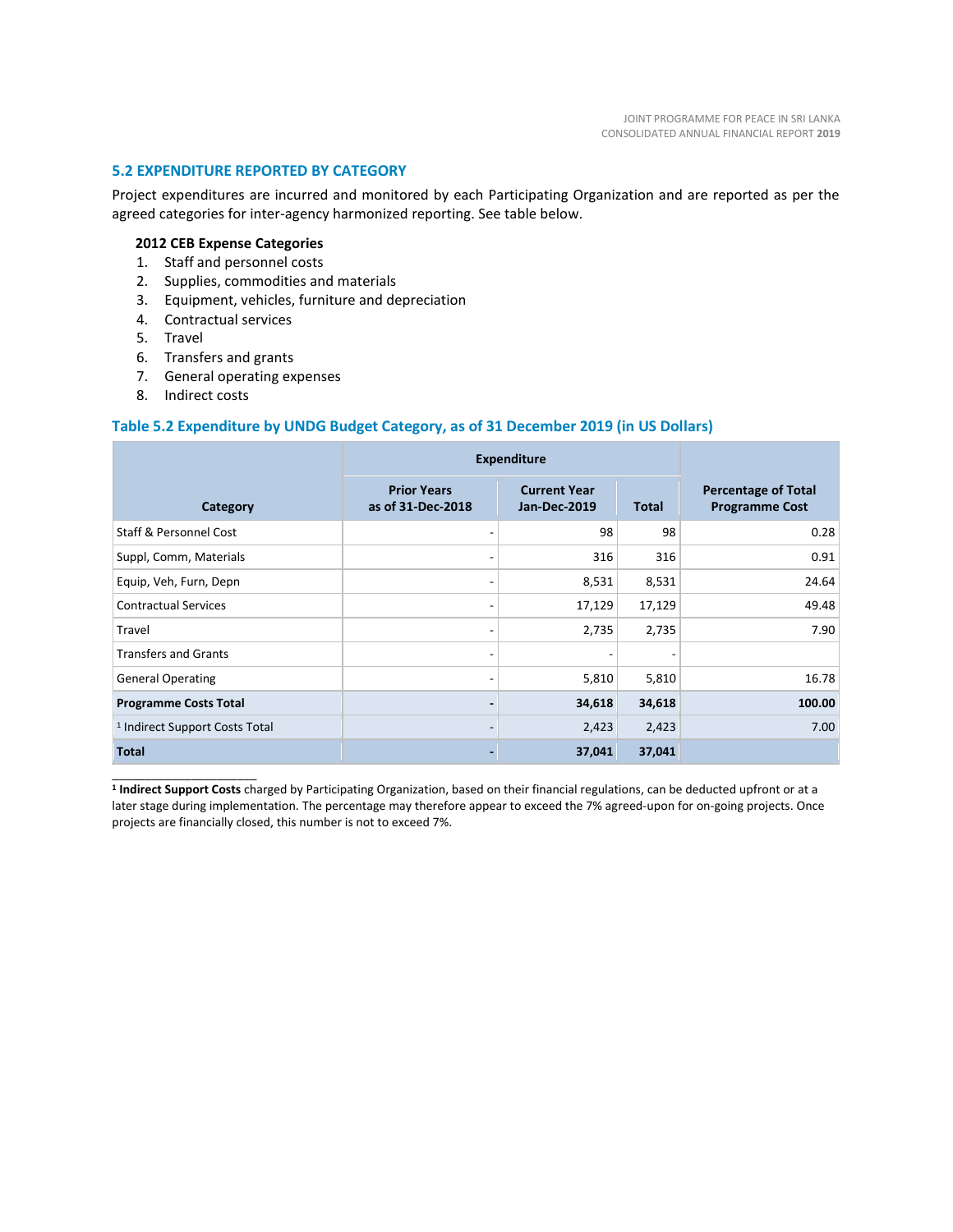### 5.2 EXPENDITURE REPORTED BY CATEGORY

Project expenditures are incurred and monitored by each Participating Organization and are reported as per the agreed categories for inter-agency harmonized reporting. See table below.

**2012 CEB Expense Categories**

1. Staff and personnel costs
2. Supplies, commodities and materials
3. Equipment, vehicles, furniture and depreciation
4. Contractual services
5. Travel
6. Transfers and grants
7. General operating expenses
8. Indirect costs

#### Table 5.2 Expenditure by UNDG Budget Category, as of 31 December 2019 (in US Dollars)

| Category | Expenditure | | | Percentage of Total Programme Cost |
|---|---|---|---|---|
| | Prior Years as of 31-Dec-2018 | Current Year Jan-Dec-2019 | Total | |
| Staff & Personnel Cost | - | 98 | 98 | 0.28 |
| Suppl, Comm, Materials | - | 316 | 316 | 0.91 |
| Equip, Veh, Furn, Depn | - | 8,531 | 8,531 | 24.64 |
| Contractual Services | - | 17,129 | 17,129 | 49.48 |
| Travel | - | 2,735 | 2,735 | 7.90 |
| Transfers and Grants | - | - | - | |
| General Operating | - | 5,810 | 5,810 | 16.78 |
| **Programme Costs Total** | **-** | **34,618** | **34,618** | **100.00** |
| [1] Indirect Support Costs Total | - | 2,423 | 2,423 | 7.00 |
| **Total** | **-** | **37,041** | **37,041** | |

[1] **Indirect Support Costs** charged by Participating Organization, based on their financial regulations, can be deducted upfront or at a later stage during implementation. The percentage may therefore appear to exceed the 7% agreed-upon for on-going projects. Once projects are financially closed, this number is not to exceed 7%.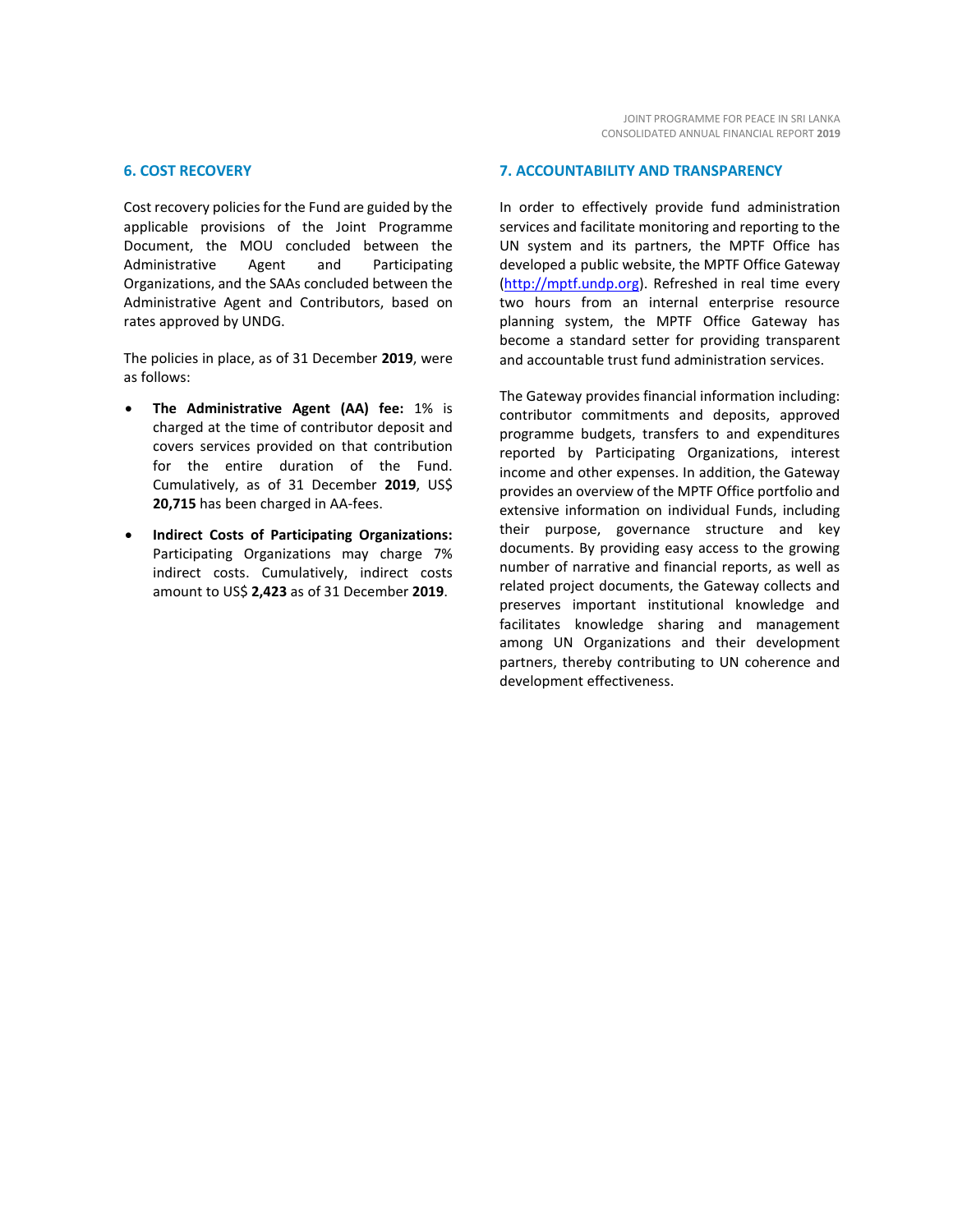## 6. COST RECOVERY

Cost recovery policies for the Fund are guided by the applicable provisions of the Joint Programme Document, the MOU concluded between the Administrative Agent and Participating Organizations, and the SAAs concluded between the Administrative Agent and Contributors, based on rates approved by UNDG.

The policies in place, as of 31 December **2019**, were as follows:

- **The Administrative Agent (AA) fee:** 1% is charged at the time of contributor deposit and covers services provided on that contribution for the entire duration of the Fund. Cumulatively, as of 31 December **2019**, US$ **20,715** has been charged in AA-fees.
- **Indirect Costs of Participating Organizations:** Participating Organizations may charge 7% indirect costs. Cumulatively, indirect costs amount to US$ **2,423** as of 31 December **2019**.

## 7. ACCOUNTABILITY AND TRANSPARENCY

In order to effectively provide fund administration services and facilitate monitoring and reporting to the UN system and its partners, the MPTF Office has developed a public website, the MPTF Office Gateway ([http://mptf.undp.org](http://mptf.undp.org)). Refreshed in real time every two hours from an internal enterprise resource planning system, the MPTF Office Gateway has become a standard setter for providing transparent and accountable trust fund administration services.

The Gateway provides financial information including: contributor commitments and deposits, approved programme budgets, transfers to and expenditures reported by Participating Organizations, interest income and other expenses. In addition, the Gateway provides an overview of the MPTF Office portfolio and extensive information on individual Funds, including their purpose, governance structure and key documents. By providing easy access to the growing number of narrative and financial reports, as well as related project documents, the Gateway collects and preserves important institutional knowledge and facilitates knowledge sharing and management among UN Organizations and their development partners, thereby contributing to UN coherence and development effectiveness.